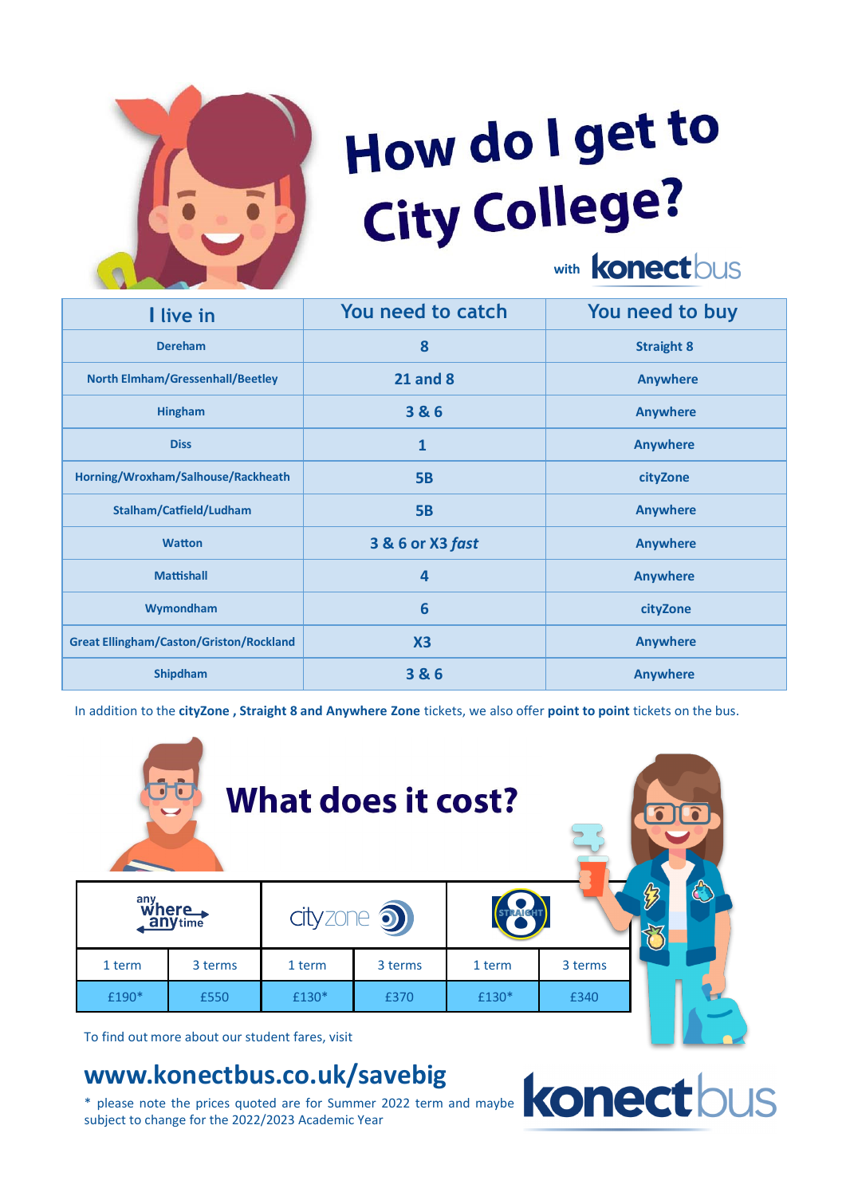# How do I get to City College?

with konectbus

| I live in | You need to catch | You need to buy |
|---|---|---|
| Dereham | 8 | Straight 8 |
| North Elmham/Gressenhall/Beetley | 21 and 8 | Anywhere |
| Hingham | 3 & 6 | Anywhere |
| Diss | 1 | Anywhere |
| Horning/Wroxham/Salhouse/Rackheath | 5B | cityZone |
| Stalham/Catfield/Ludham | 5B | Anywhere |
| Watton | 3 & 6 or X3 *fast* | Anywhere |
| Mattishall | 4 | Anywhere |
| Wymondham | 6 | cityZone |
| Great Ellingham/Caston/Griston/Rockland | X3 | Anywhere |
| Shipdham | 3 & 6 | Anywhere |

In addition to the **cityZone , Straight 8 and Anywhere Zone** tickets, we also offer **point to point** tickets on the bus.

## What does it cost?

| any where any time | | cityzone | | STRAIGHT 8 | |
|---|---|---|---|---|---|
| 1 term | 3 terms | 1 term | 3 terms | 1 term | 3 terms |
| £190* | £550 | £130* | £370 | £130* | £340 |

To find out more about our student fares, visit

## www.konectbus.co.uk/savebig

\* please note the prices quoted are for Summer 2022 term and maybe subject to change for the 2022/2023 Academic Year

konectbus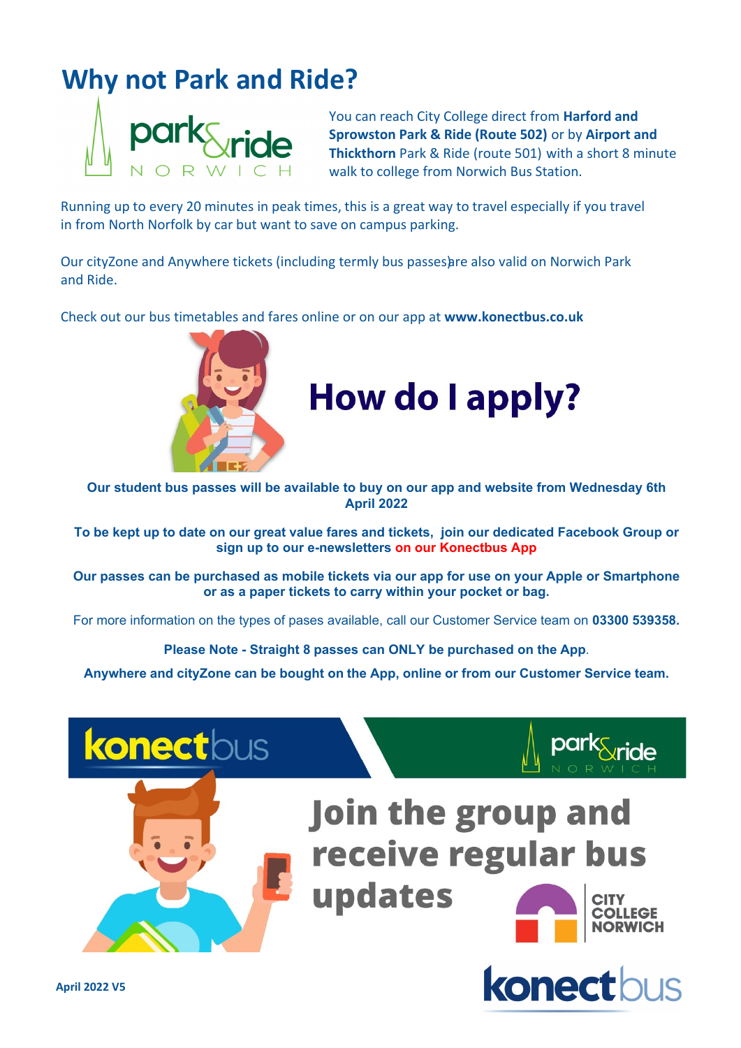# Why not Park and Ride?

You can reach City College direct from **Harford and Sprowston Park & Ride (Route 502)** or by **Airport and Thickthorn** Park & Ride (route 501) with a short 8 minute walk to college from Norwich Bus Station.

Running up to every 20 minutes in peak times, this is a great way to travel especially if you travel in from North Norfolk by car but want to save on campus parking.

Our cityZone and Anywhere tickets (including termly bus passes) are also valid on Norwich Park and Ride.

Check out our bus timetables and fares online or on our app at **www.konectbus.co.uk**

# How do I apply?

**Our student bus passes will be available to buy on our app and website from Wednesday 6th April 2022**

**To be kept up to date on our great value fares and tickets, join our dedicated Facebook Group or sign up to our e-newsletters on our Konectbus App**

**Our passes can be purchased as mobile tickets via our app for use on your Apple or Smartphone or as a paper tickets to carry within your pocket or bag.**

For more information on the types of pases available, call our Customer Service team on **03300 539358.**

**Please Note - Straight 8 passes can ONLY be purchased on the App**.

**Anywhere and cityZone can be bought on the App, online or from our Customer Service team.**

konectbus

park&ride NORWICH

## Join the group and receive regular bus updates

CITY COLLEGE NORWICH

konectbus

April 2022 V5